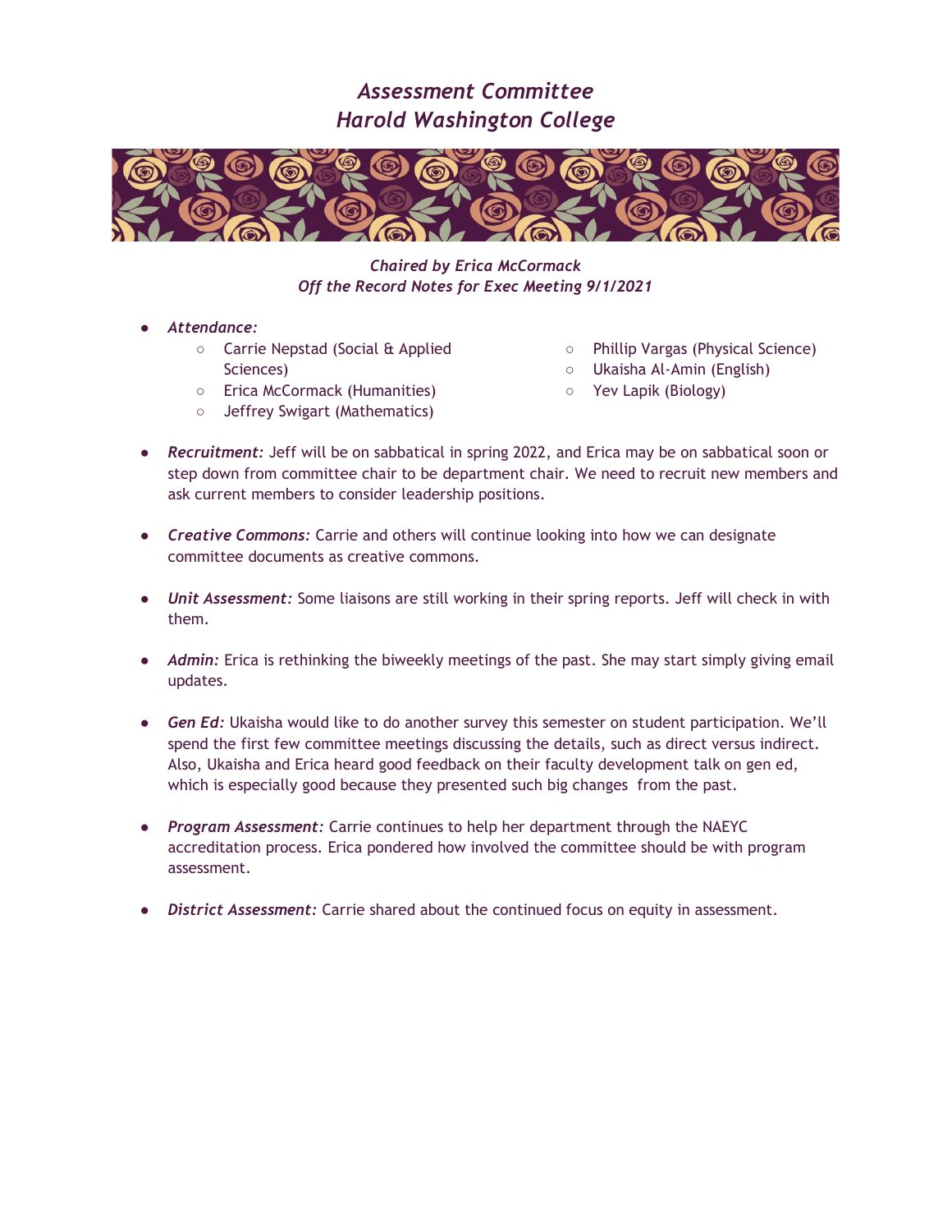# *Assessment Committee*
# *Harold Washington College*

*Chaired by Erica McCormack*
*Off the Record Notes for Exec Meeting 9/1/2021*

- ***Attendance:***
  - Carrie Nepstad (Social & Applied Sciences)
  - Erica McCormack (Humanities)
  - Jeffrey Swigart (Mathematics)
  - Phillip Vargas (Physical Science)
  - Ukaisha Al-Amin (English)
  - Yev Lapik (Biology)

- ***Recruitment:*** Jeff will be on sabbatical in spring 2022, and Erica may be on sabbatical soon or step down from committee chair to be department chair. We need to recruit new members and ask current members to consider leadership positions.

- ***Creative Commons:*** Carrie and others will continue looking into how we can designate committee documents as creative commons.

- ***Unit Assessment:*** Some liaisons are still working in their spring reports. Jeff will check in with them.

- ***Admin:*** Erica is rethinking the biweekly meetings of the past. She may start simply giving email updates.

- ***Gen Ed:*** Ukaisha would like to do another survey this semester on student participation. We'll spend the first few committee meetings discussing the details, such as direct versus indirect. Also, Ukaisha and Erica heard good feedback on their faculty development talk on gen ed, which is especially good because they presented such big changes from the past.

- ***Program Assessment:*** Carrie continues to help her department through the NAEYC accreditation process. Erica pondered how involved the committee should be with program assessment.

- ***District Assessment:*** Carrie shared about the continued focus on equity in assessment.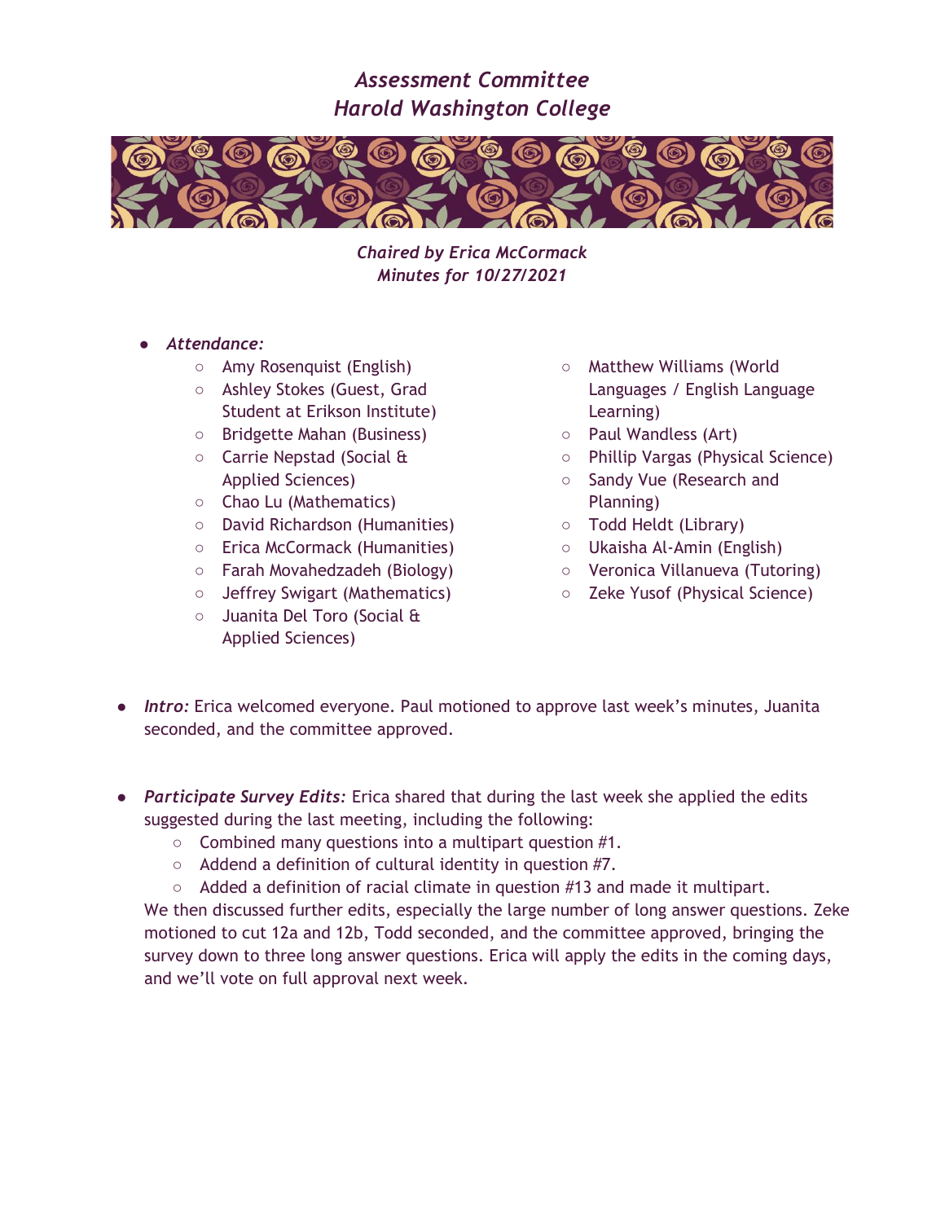# *Assessment Committee*
# *Harold Washington College*

*Chaired by Erica McCormack*
*Minutes for 10/27/2021*

- *Attendance:*
  - Amy Rosenquist (English)
  - Ashley Stokes (Guest, Grad Student at Erikson Institute)
  - Bridgette Mahan (Business)
  - Carrie Nepstad (Social & Applied Sciences)
  - Chao Lu (Mathematics)
  - David Richardson (Humanities)
  - Erica McCormack (Humanities)
  - Farah Movahedzadeh (Biology)
  - Jeffrey Swigart (Mathematics)
  - Juanita Del Toro (Social & Applied Sciences)
  - Matthew Williams (World Languages / English Language Learning)
  - Paul Wandless (Art)
  - Phillip Vargas (Physical Science)
  - Sandy Vue (Research and Planning)
  - Todd Heldt (Library)
  - Ukaisha Al-Amin (English)
  - Veronica Villanueva (Tutoring)
  - Zeke Yusof (Physical Science)

- ***Intro:*** Erica welcomed everyone. Paul motioned to approve last week's minutes, Juanita seconded, and the committee approved.

- ***Participate Survey Edits:*** Erica shared that during the last week she applied the edits suggested during the last meeting, including the following:
  - Combined many questions into a multipart question #1.
  - Addend a definition of cultural identity in question #7.
  - Added a definition of racial climate in question #13 and made it multipart.

  We then discussed further edits, especially the large number of long answer questions. Zeke motioned to cut 12a and 12b, Todd seconded, and the committee approved, bringing the survey down to three long answer questions. Erica will apply the edits in the coming days, and we'll vote on full approval next week.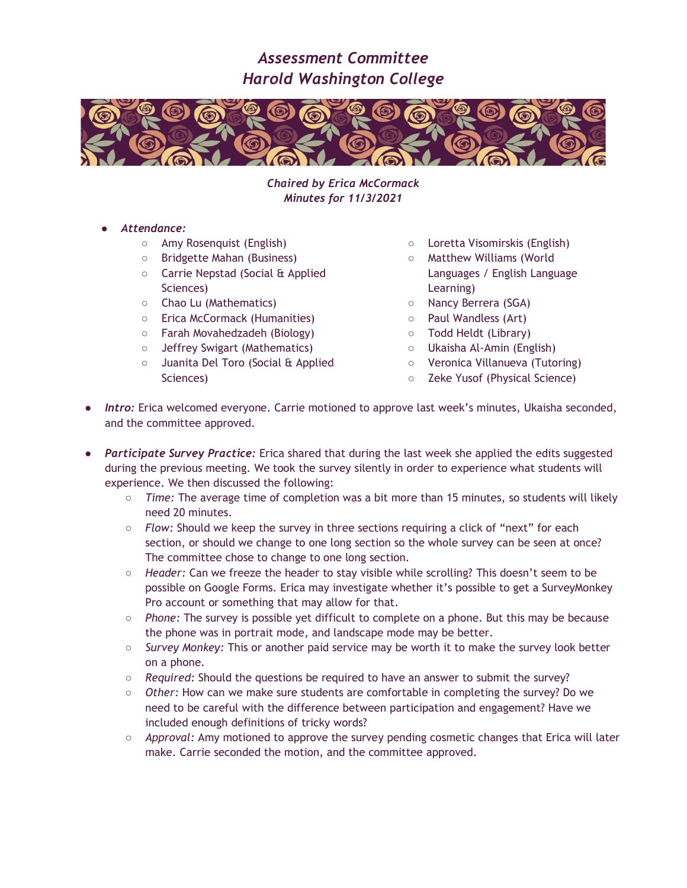# *Assessment Committee*
# *Harold Washington College*

***Chaired by Erica McCormack***
***Minutes for 11/3/2021***

- ***Attendance:***
  - Amy Rosenquist (English)
  - Bridgette Mahan (Business)
  - Carrie Nepstad (Social & Applied Sciences)
  - Chao Lu (Mathematics)
  - Erica McCormack (Humanities)
  - Farah Movahedzadeh (Biology)
  - Jeffrey Swigart (Mathematics)
  - Juanita Del Toro (Social & Applied Sciences)
  - Loretta Visomirskis (English)
  - Matthew Williams (World Languages / English Language Learning)
  - Nancy Berrera (SGA)
  - Paul Wandless (Art)
  - Todd Heldt (Library)
  - Ukaisha Al-Amin (English)
  - Veronica Villanueva (Tutoring)
  - Zeke Yusof (Physical Science)

- ***Intro:*** Erica welcomed everyone. Carrie motioned to approve last week's minutes, Ukaisha seconded, and the committee approved.

- ***Participate Survey Practice:*** Erica shared that during the last week she applied the edits suggested during the previous meeting. We took the survey silently in order to experience what students will experience. We then discussed the following:
  - *Time:* The average time of completion was a bit more than 15 minutes, so students will likely need 20 minutes.
  - *Flow:* Should we keep the survey in three sections requiring a click of "next" for each section, or should we change to one long section so the whole survey can be seen at once? The committee chose to change to one long section.
  - *Header:* Can we freeze the header to stay visible while scrolling? This doesn't seem to be possible on Google Forms. Erica may investigate whether it's possible to get a SurveyMonkey Pro account or something that may allow for that.
  - *Phone:* The survey is possible yet difficult to complete on a phone. But this may be because the phone was in portrait mode, and landscape mode may be better.
  - *Survey Monkey:* This or another paid service may be worth it to make the survey look better on a phone.
  - *Required:* Should the questions be required to have an answer to submit the survey?
  - *Other:* How can we make sure students are comfortable in completing the survey? Do we need to be careful with the difference between participation and engagement? Have we included enough definitions of tricky words?
  - *Approval:* Amy motioned to approve the survey pending cosmetic changes that Erica will later make. Carrie seconded the motion, and the committee approved.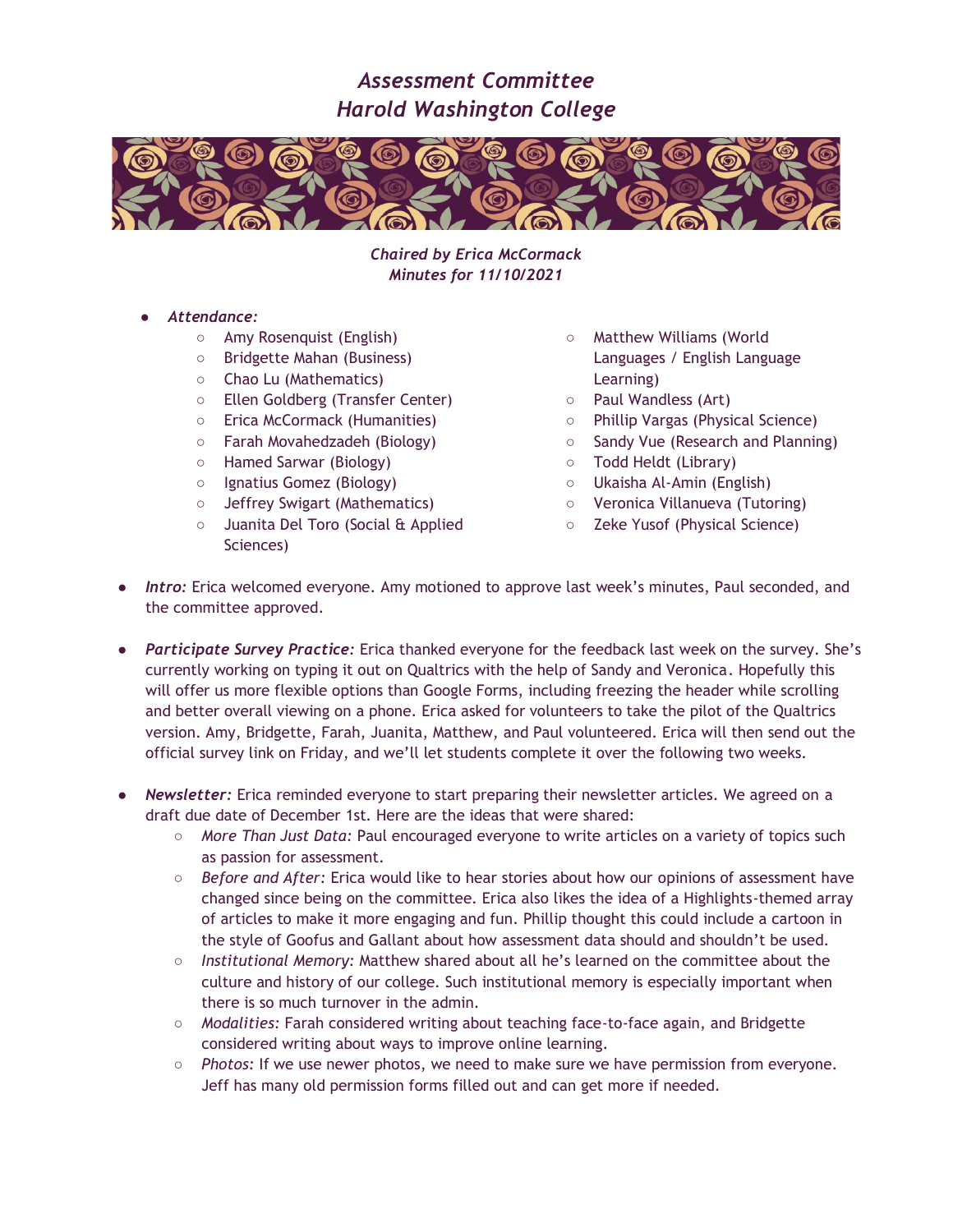# *Assessment Committee*
# *Harold Washington College*

***Chaired by Erica McCormack***
***Minutes for 11/10/2021***

- ***Attendance:***
    - Amy Rosenquist (English)
    - Bridgette Mahan (Business)
    - Chao Lu (Mathematics)
    - Ellen Goldberg (Transfer Center)
    - Erica McCormack (Humanities)
    - Farah Movahedzadeh (Biology)
    - Hamed Sarwar (Biology)
    - Ignatius Gomez (Biology)
    - Jeffrey Swigart (Mathematics)
    - Juanita Del Toro (Social & Applied Sciences)
    - Matthew Williams (World Languages / English Language Learning)
    - Paul Wandless (Art)
    - Phillip Vargas (Physical Science)
    - Sandy Vue (Research and Planning)
    - Todd Heldt (Library)
    - Ukaisha Al-Amin (English)
    - Veronica Villanueva (Tutoring)
    - Zeke Yusof (Physical Science)

- ***Intro:*** Erica welcomed everyone. Amy motioned to approve last week's minutes, Paul seconded, and the committee approved.

- ***Participate Survey Practice:*** Erica thanked everyone for the feedback last week on the survey. She's currently working on typing it out on Qualtrics with the help of Sandy and Veronica. Hopefully this will offer us more flexible options than Google Forms, including freezing the header while scrolling and better overall viewing on a phone. Erica asked for volunteers to take the pilot of the Qualtrics version. Amy, Bridgette, Farah, Juanita, Matthew, and Paul volunteered. Erica will then send out the official survey link on Friday, and we'll let students complete it over the following two weeks.

- ***Newsletter:*** Erica reminded everyone to start preparing their newsletter articles. We agreed on a draft due date of December 1st. Here are the ideas that were shared:
    - *More Than Just Data:* Paul encouraged everyone to write articles on a variety of topics such as passion for assessment.
    - *Before and After:* Erica would like to hear stories about how our opinions of assessment have changed since being on the committee. Erica also likes the idea of a Highlights-themed array of articles to make it more engaging and fun. Phillip thought this could include a cartoon in the style of Goofus and Gallant about how assessment data should and shouldn't be used.
    - *Institutional Memory:* Matthew shared about all he's learned on the committee about the culture and history of our college. Such institutional memory is especially important when there is so much turnover in the admin.
    - *Modalities:* Farah considered writing about teaching face-to-face again, and Bridgette considered writing about ways to improve online learning.
    - *Photos:* If we use newer photos, we need to make sure we have permission from everyone. Jeff has many old permission forms filled out and can get more if needed.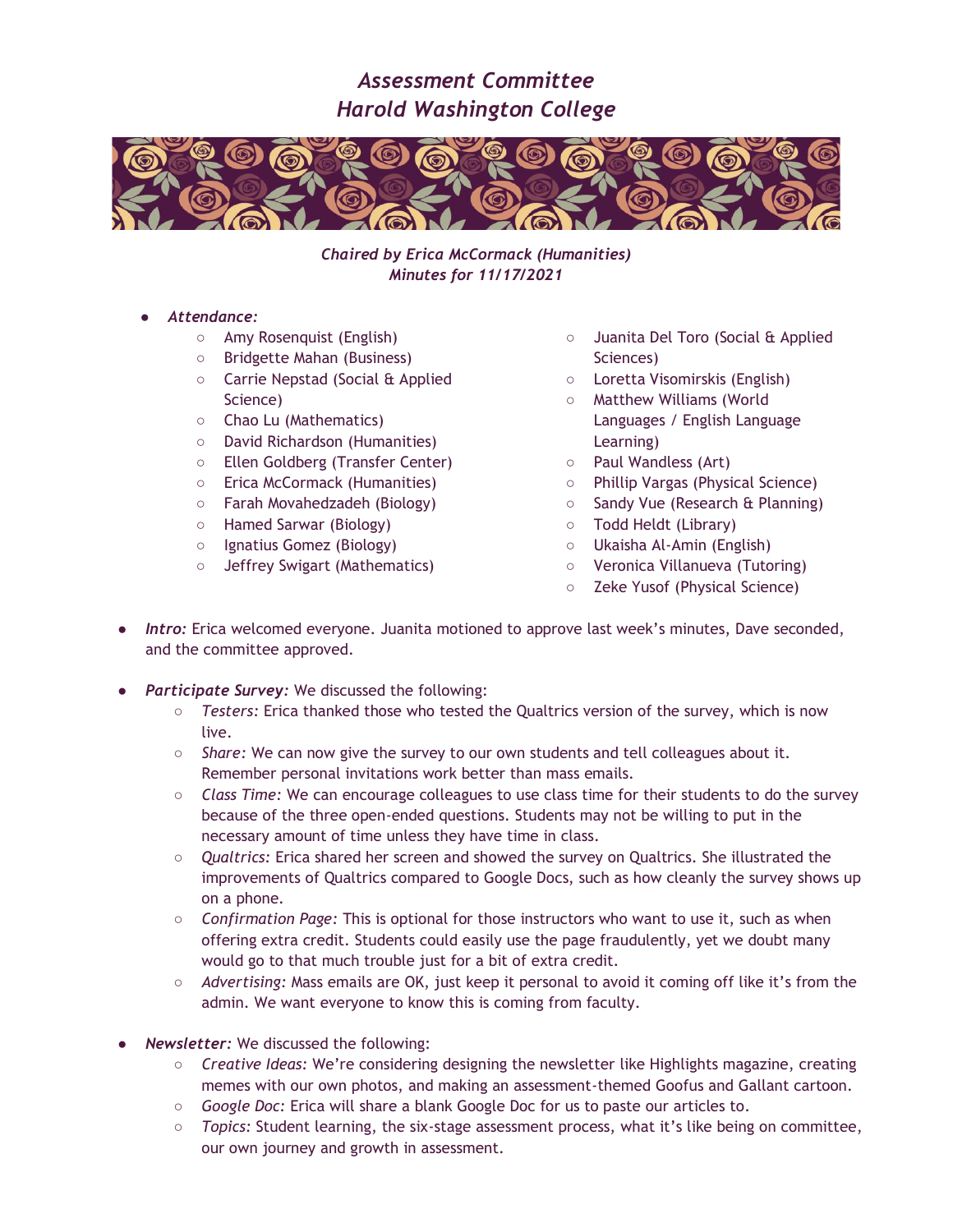# *Assessment Committee*
# *Harold Washington College*

*Chaired by Erica McCormack (Humanities)*
*Minutes for 11/17/2021*

- *Attendance:*
    - Amy Rosenquist (English)
    - Bridgette Mahan (Business)
    - Carrie Nepstad (Social & Applied Science)
    - Chao Lu (Mathematics)
    - David Richardson (Humanities)
    - Ellen Goldberg (Transfer Center)
    - Erica McCormack (Humanities)
    - Farah Movahedzadeh (Biology)
    - Hamed Sarwar (Biology)
    - Ignatius Gomez (Biology)
    - Jeffrey Swigart (Mathematics)
    - Juanita Del Toro (Social & Applied Sciences)
    - Loretta Visomirskis (English)
    - Matthew Williams (World Languages / English Language Learning)
    - Paul Wandless (Art)
    - Phillip Vargas (Physical Science)
    - Sandy Vue (Research & Planning)
    - Todd Heldt (Library)
    - Ukaisha Al-Amin (English)
    - Veronica Villanueva (Tutoring)
    - Zeke Yusof (Physical Science)

- *Intro:* Erica welcomed everyone. Juanita motioned to approve last week's minutes, Dave seconded, and the committee approved.

- *Participate Survey:* We discussed the following:
    - *Testers:* Erica thanked those who tested the Qualtrics version of the survey, which is now live.
    - *Share:* We can now give the survey to our own students and tell colleagues about it. Remember personal invitations work better than mass emails.
    - *Class Time:* We can encourage colleagues to use class time for their students to do the survey because of the three open-ended questions. Students may not be willing to put in the necessary amount of time unless they have time in class.
    - *Qualtrics:* Erica shared her screen and showed the survey on Qualtrics. She illustrated the improvements of Qualtrics compared to Google Docs, such as how cleanly the survey shows up on a phone.
    - *Confirmation Page:* This is optional for those instructors who want to use it, such as when offering extra credit. Students could easily use the page fraudulently, yet we doubt many would go to that much trouble just for a bit of extra credit.
    - *Advertising:* Mass emails are OK, just keep it personal to avoid it coming off like it's from the admin. We want everyone to know this is coming from faculty.

- *Newsletter:* We discussed the following:
    - *Creative Ideas:* We're considering designing the newsletter like Highlights magazine, creating memes with our own photos, and making an assessment-themed Goofus and Gallant cartoon.
    - *Google Doc:* Erica will share a blank Google Doc for us to paste our articles to.
    - *Topics:* Student learning, the six-stage assessment process, what it's like being on committee, our own journey and growth in assessment.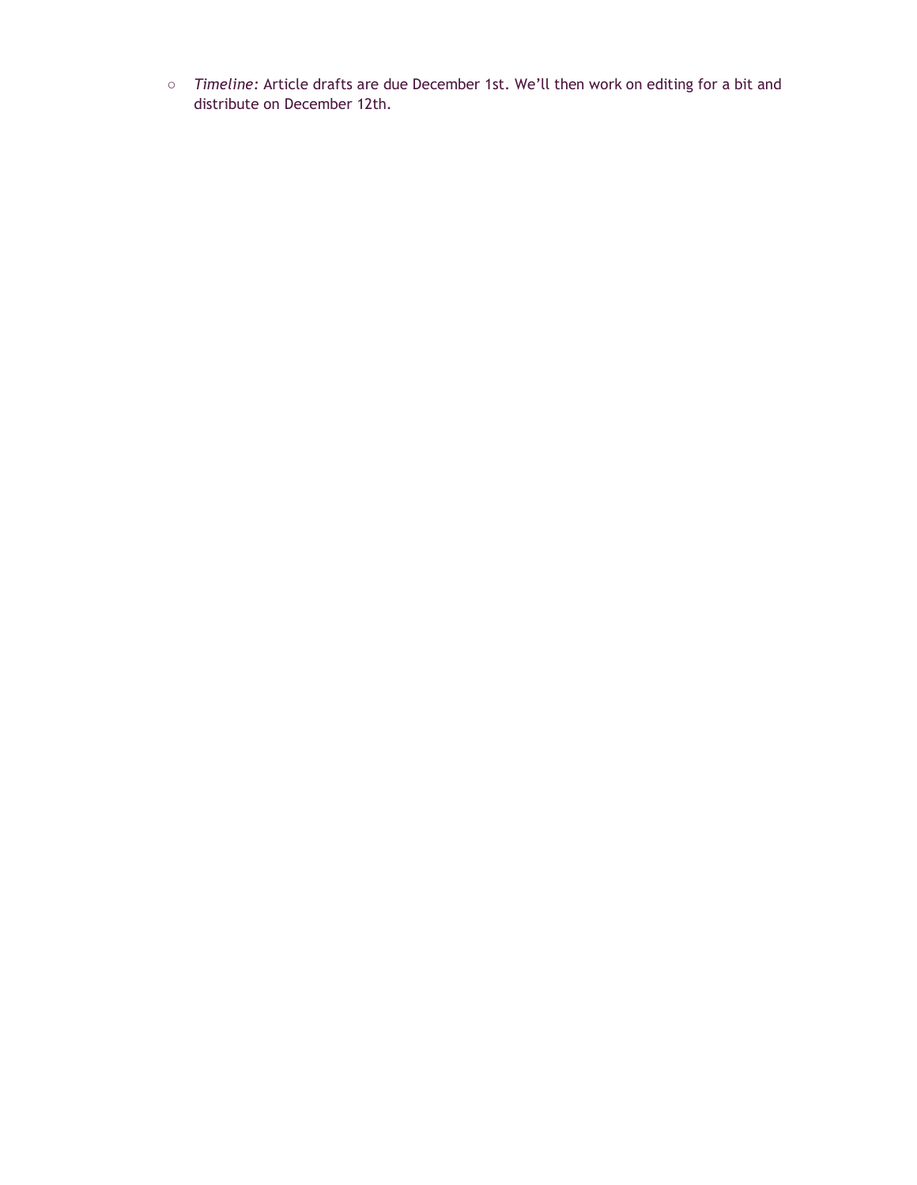- *Timeline:* Article drafts are due December 1st. We’ll then work on editing for a bit and distribute on December 12th.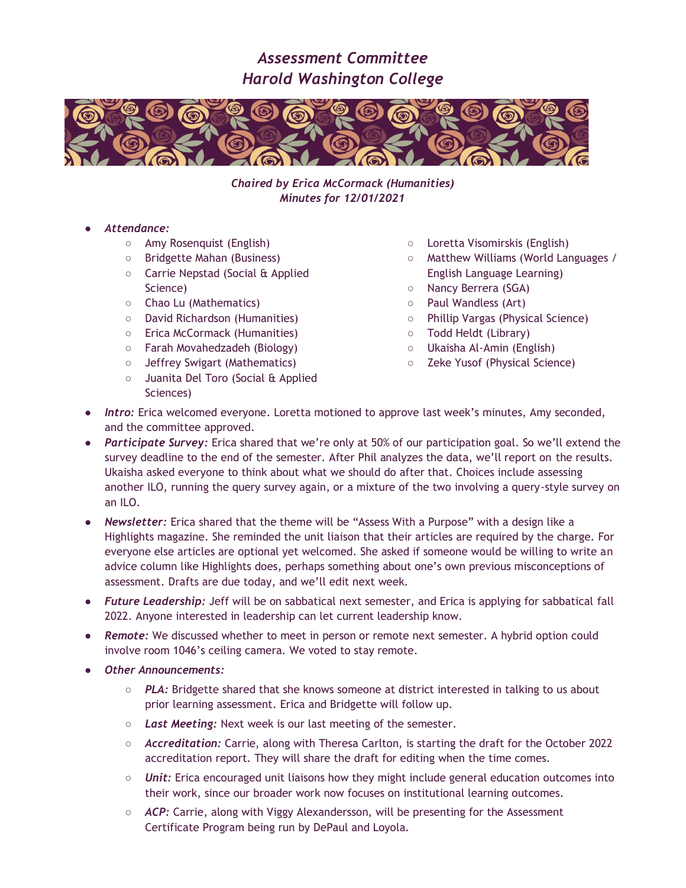# *Assessment Committee*
# *Harold Washington College*

***Chaired by Erica McCormack (Humanities)***
***Minutes for 12/01/2021***

- ***Attendance:***
    - Amy Rosenquist (English)
    - Bridgette Mahan (Business)
    - Carrie Nepstad (Social & Applied Science)
    - Chao Lu (Mathematics)
    - David Richardson (Humanities)
    - Erica McCormack (Humanities)
    - Farah Movahedzadeh (Biology)
    - Jeffrey Swigart (Mathematics)
    - Juanita Del Toro (Social & Applied Sciences)
    - Loretta Visomirskis (English)
    - Matthew Williams (World Languages / English Language Learning)
    - Nancy Berrera (SGA)
    - Paul Wandless (Art)
    - Phillip Vargas (Physical Science)
    - Todd Heldt (Library)
    - Ukaisha Al-Amin (English)
    - Zeke Yusof (Physical Science)
- ***Intro:*** Erica welcomed everyone. Loretta motioned to approve last week's minutes, Amy seconded, and the committee approved.
- ***Participate Survey:*** Erica shared that we're only at 50% of our participation goal. So we'll extend the survey deadline to the end of the semester. After Phil analyzes the data, we'll report on the results. Ukaisha asked everyone to think about what we should do after that. Choices include assessing another ILO, running the query survey again, or a mixture of the two involving a query-style survey on an ILO.
- ***Newsletter:*** Erica shared that the theme will be "Assess With a Purpose" with a design like a Highlights magazine. She reminded the unit liaison that their articles are required by the charge. For everyone else articles are optional yet welcomed. She asked if someone would be willing to write an advice column like Highlights does, perhaps something about one's own previous misconceptions of assessment. Drafts are due today, and we'll edit next week.
- ***Future Leadership:*** Jeff will be on sabbatical next semester, and Erica is applying for sabbatical fall 2022. Anyone interested in leadership can let current leadership know.
- ***Remote:*** We discussed whether to meet in person or remote next semester. A hybrid option could involve room 1046's ceiling camera. We voted to stay remote.
- ***Other Announcements:***
    - ***PLA:*** Bridgette shared that she knows someone at district interested in talking to us about prior learning assessment. Erica and Bridgette will follow up.
    - ***Last Meeting:*** Next week is our last meeting of the semester.
    - ***Accreditation:*** Carrie, along with Theresa Carlton, is starting the draft for the October 2022 accreditation report. They will share the draft for editing when the time comes.
    - ***Unit:*** Erica encouraged unit liaisons how they might include general education outcomes into their work, since our broader work now focuses on institutional learning outcomes.
    - ***ACP:*** Carrie, along with Viggy Alexandersson, will be presenting for the Assessment Certificate Program being run by DePaul and Loyola.